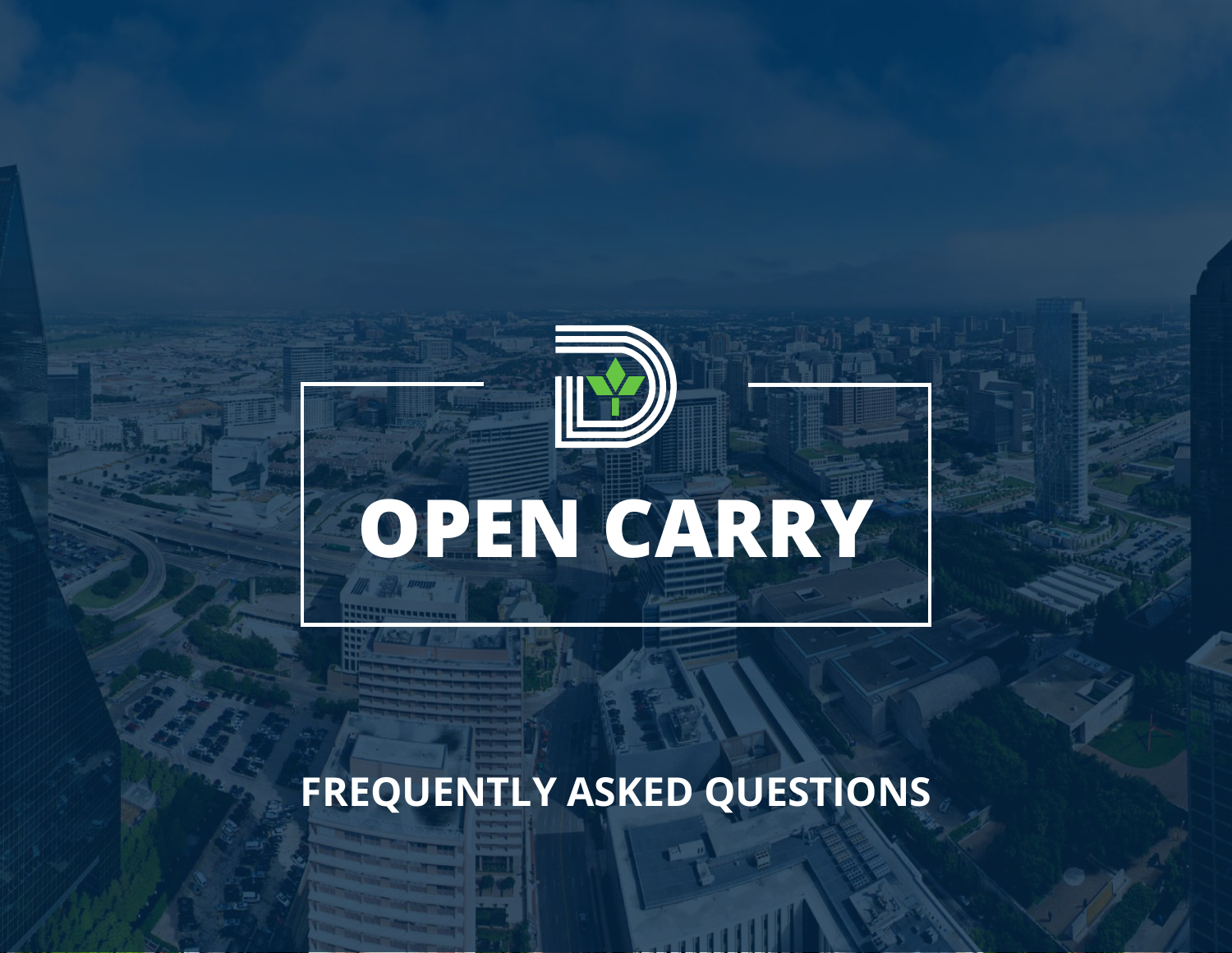# OPEN CARRY

## FREQUENTLY ASKED QUESTIONS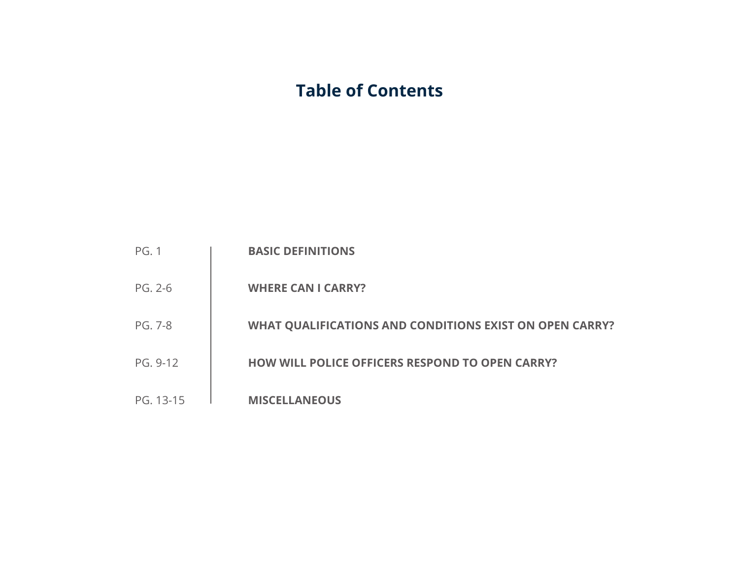# Table of Contents

| | |
|---|---|
| PG. 1 | **BASIC DEFINITIONS** |
| PG. 2-6 | **WHERE CAN I CARRY?** |
| PG. 7-8 | **WHAT QUALIFICATIONS AND CONDITIONS EXIST ON OPEN CARRY?** |
| PG. 9-12 | **HOW WILL POLICE OFFICERS RESPOND TO OPEN CARRY?** |
| PG. 13-15 | **MISCELLANEOUS** |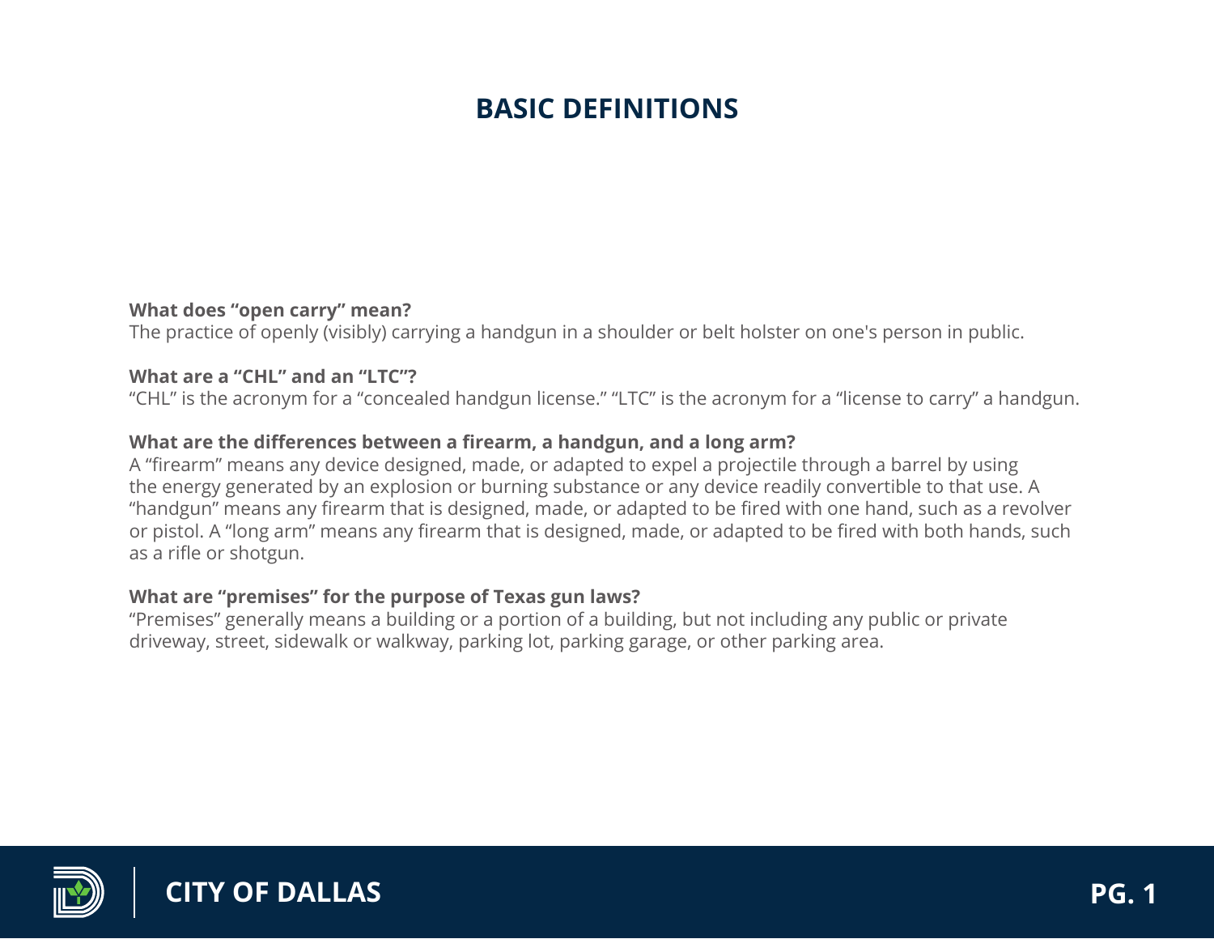# BASIC DEFINITIONS

**What does “open carry” mean?**
The practice of openly (visibly) carrying a handgun in a shoulder or belt holster on one's person in public.

**What are a “CHL” and an “LTC”?**
“CHL” is the acronym for a “concealed handgun license.” “LTC” is the acronym for a “license to carry” a handgun.

**What are the differences between a firearm, a handgun, and a long arm?**
A “firearm” means any device designed, made, or adapted to expel a projectile through a barrel by using the energy generated by an explosion or burning substance or any device readily convertible to that use. A “handgun” means any firearm that is designed, made, or adapted to be fired with one hand, such as a revolver or pistol. A “long arm” means any firearm that is designed, made, or adapted to be fired with both hands, such as a rifle or shotgun.

**What are “premises” for the purpose of Texas gun laws?**
“Premises” generally means a building or a portion of a building, but not including any public or private driveway, street, sidewalk or walkway, parking lot, parking garage, or other parking area.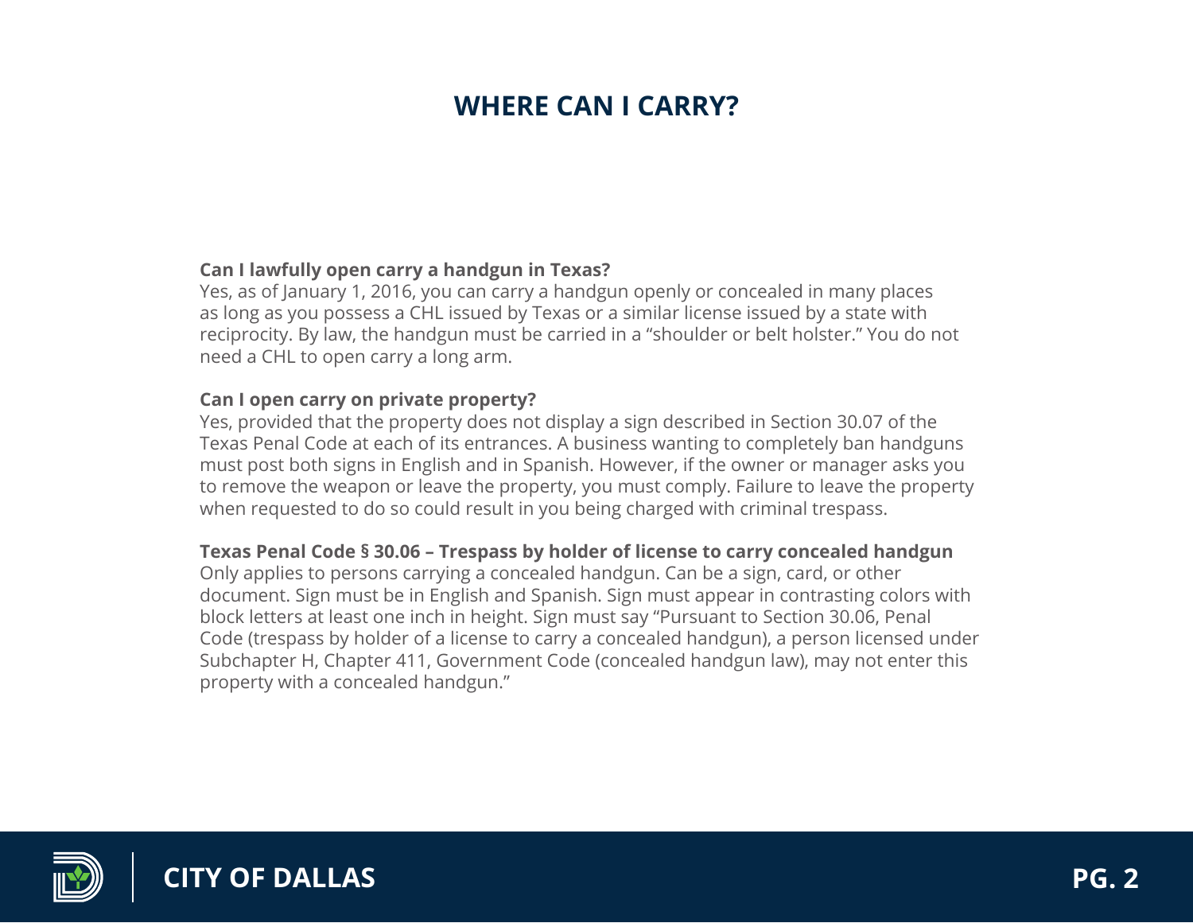# WHERE CAN I CARRY?

**Can I lawfully open carry a handgun in Texas?**
Yes, as of January 1, 2016, you can carry a handgun openly or concealed in many places as long as you possess a CHL issued by Texas or a similar license issued by a state with reciprocity. By law, the handgun must be carried in a "shoulder or belt holster." You do not need a CHL to open carry a long arm.

**Can I open carry on private property?**
Yes, provided that the property does not display a sign described in Section 30.07 of the Texas Penal Code at each of its entrances. A business wanting to completely ban handguns must post both signs in English and in Spanish. However, if the owner or manager asks you to remove the weapon or leave the property, you must comply. Failure to leave the property when requested to do so could result in you being charged with criminal trespass.

**Texas Penal Code § 30.06 – Trespass by holder of license to carry concealed handgun**
Only applies to persons carrying a concealed handgun. Can be a sign, card, or other document. Sign must be in English and Spanish. Sign must appear in contrasting colors with block letters at least one inch in height. Sign must say "Pursuant to Section 30.06, Penal Code (trespass by holder of a license to carry a concealed handgun), a person licensed under Subchapter H, Chapter 411, Government Code (concealed handgun law), may not enter this property with a concealed handgun."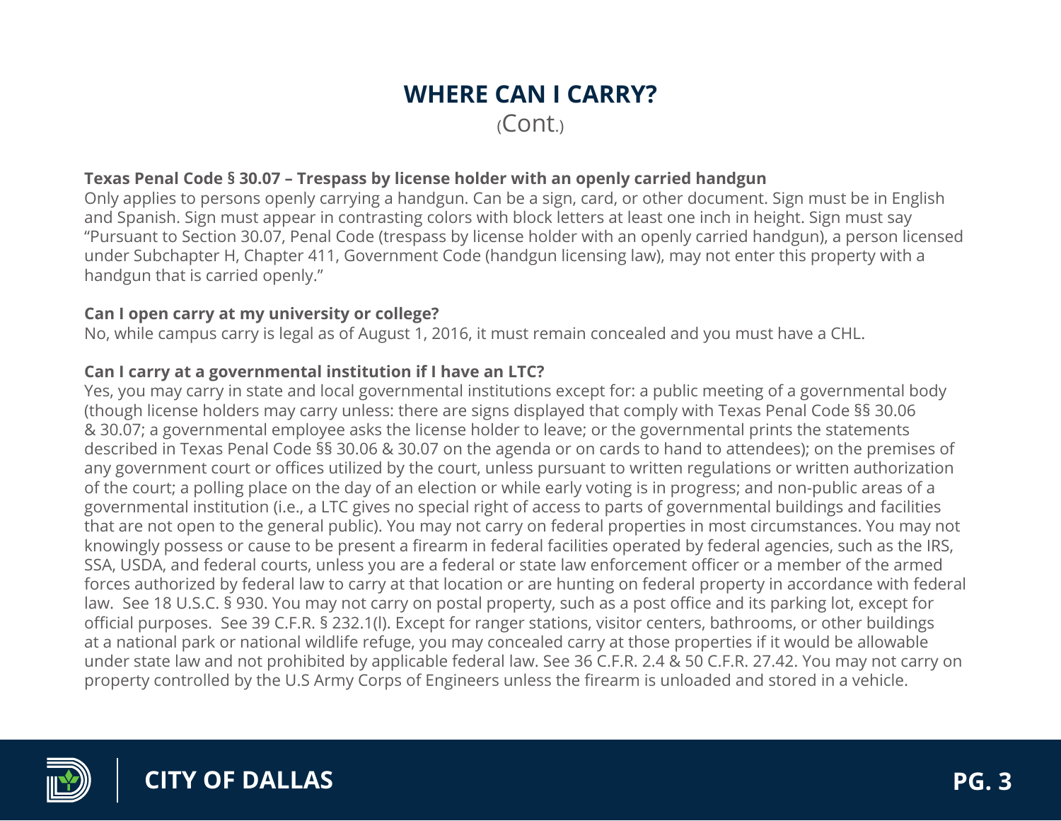# WHERE CAN I CARRY?

(Cont.)

**Texas Penal Code § 30.07 – Trespass by license holder with an openly carried handgun**
Only applies to persons openly carrying a handgun. Can be a sign, card, or other document. Sign must be in English and Spanish. Sign must appear in contrasting colors with block letters at least one inch in height. Sign must say "Pursuant to Section 30.07, Penal Code (trespass by license holder with an openly carried handgun), a person licensed under Subchapter H, Chapter 411, Government Code (handgun licensing law), may not enter this property with a handgun that is carried openly."

**Can I open carry at my university or college?**
No, while campus carry is legal as of August 1, 2016, it must remain concealed and you must have a CHL.

**Can I carry at a governmental institution if I have an LTC?**
Yes, you may carry in state and local governmental institutions except for: a public meeting of a governmental body (though license holders may carry unless: there are signs displayed that comply with Texas Penal Code §§ 30.06 & 30.07; a governmental employee asks the license holder to leave; or the governmental prints the statements described in Texas Penal Code §§ 30.06 & 30.07 on the agenda or on cards to hand to attendees); on the premises of any government court or offices utilized by the court, unless pursuant to written regulations or written authorization of the court; a polling place on the day of an election or while early voting is in progress; and non-public areas of a governmental institution (i.e., a LTC gives no special right of access to parts of governmental buildings and facilities that are not open to the general public). You may not carry on federal properties in most circumstances. You may not knowingly possess or cause to be present a firearm in federal facilities operated by federal agencies, such as the IRS, SSA, USDA, and federal courts, unless you are a federal or state law enforcement officer or a member of the armed forces authorized by federal law to carry at that location or are hunting on federal property in accordance with federal law. See 18 U.S.C. § 930. You may not carry on postal property, such as a post office and its parking lot, except for official purposes. See 39 C.F.R. § 232.1(l). Except for ranger stations, visitor centers, bathrooms, or other buildings at a national park or national wildlife refuge, you may concealed carry at those properties if it would be allowable under state law and not prohibited by applicable federal law. See 36 C.F.R. 2.4 & 50 C.F.R. 27.42. You may not carry on property controlled by the U.S Army Corps of Engineers unless the firearm is unloaded and stored in a vehicle.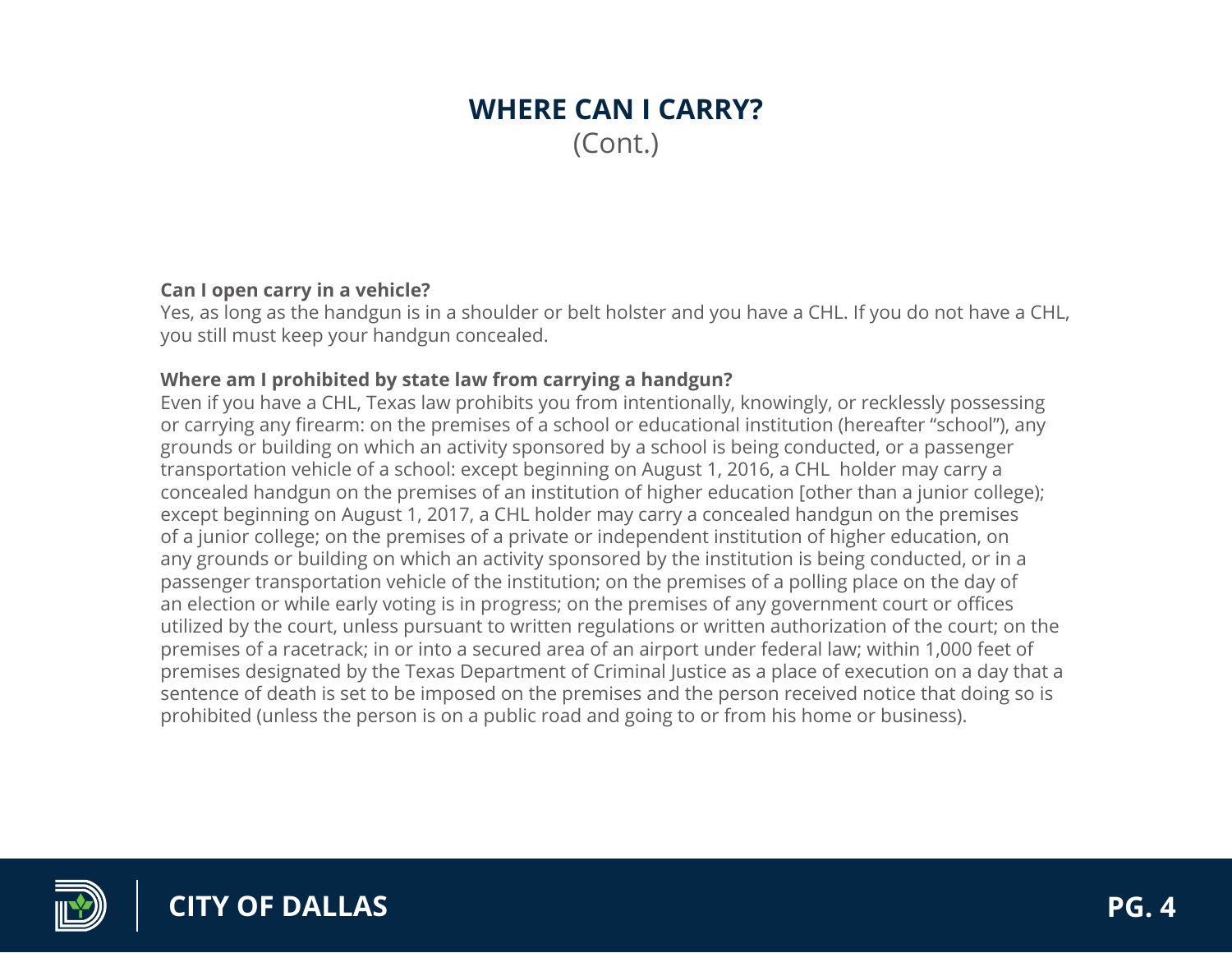# WHERE CAN I CARRY?

(Cont.)

**Can I open carry in a vehicle?**

Yes, as long as the handgun is in a shoulder or belt holster and you have a CHL. If you do not have a CHL, you still must keep your handgun concealed.

**Where am I prohibited by state law from carrying a handgun?**

Even if you have a CHL, Texas law prohibits you from intentionally, knowingly, or recklessly possessing or carrying any firearm: on the premises of a school or educational institution (hereafter "school"), any grounds or building on which an activity sponsored by a school is being conducted, or a passenger transportation vehicle of a school: except beginning on August 1, 2016, a CHL holder may carry a concealed handgun on the premises of an institution of higher education [other than a junior college); except beginning on August 1, 2017, a CHL holder may carry a concealed handgun on the premises of a junior college; on the premises of a private or independent institution of higher education, on any grounds or building on which an activity sponsored by the institution is being conducted, or in a passenger transportation vehicle of the institution; on the premises of a polling place on the day of an election or while early voting is in progress; on the premises of any government court or offices utilized by the court, unless pursuant to written regulations or written authorization of the court; on the premises of a racetrack; in or into a secured area of an airport under federal law; within 1,000 feet of premises designated by the Texas Department of Criminal Justice as a place of execution on a day that a sentence of death is set to be imposed on the premises and the person received notice that doing so is prohibited (unless the person is on a public road and going to or from his home or business).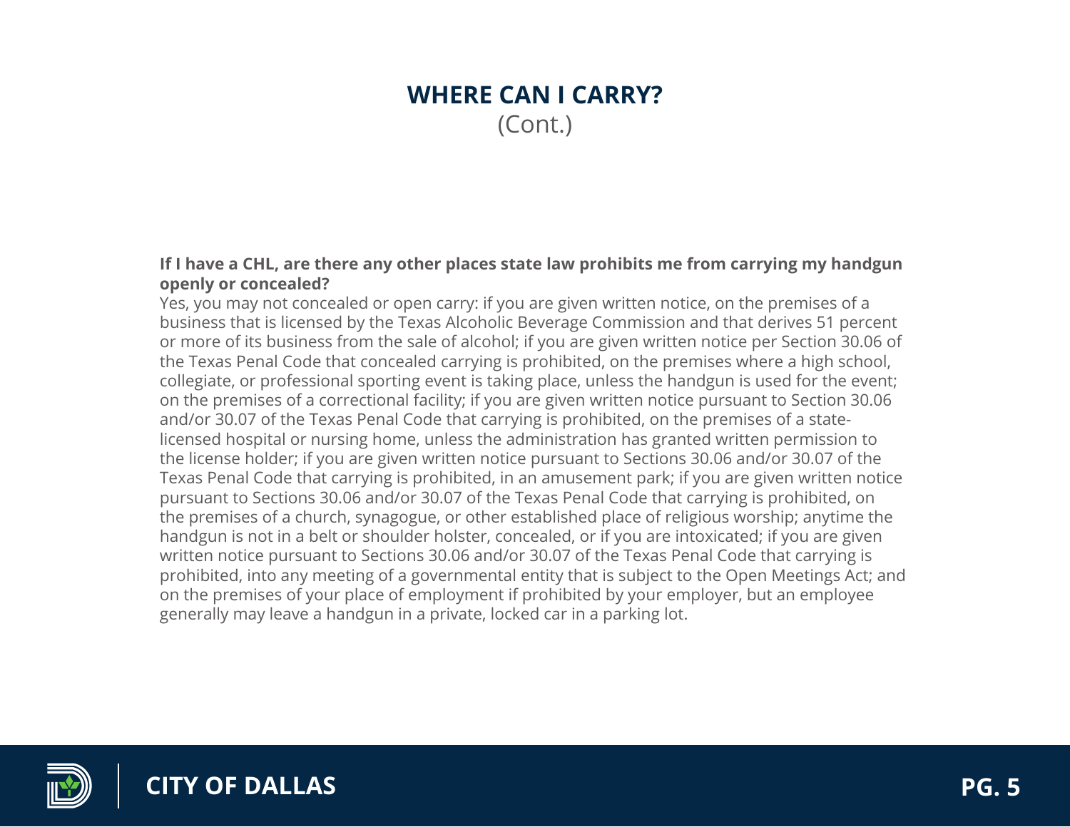## WHERE CAN I CARRY?

(Cont.)

**If I have a CHL, are there any other places state law prohibits me from carrying my handgun openly or concealed?**

Yes, you may not concealed or open carry: if you are given written notice, on the premises of a business that is licensed by the Texas Alcoholic Beverage Commission and that derives 51 percent or more of its business from the sale of alcohol; if you are given written notice per Section 30.06 of the Texas Penal Code that concealed carrying is prohibited, on the premises where a high school, collegiate, or professional sporting event is taking place, unless the handgun is used for the event; on the premises of a correctional facility; if you are given written notice pursuant to Section 30.06 and/or 30.07 of the Texas Penal Code that carrying is prohibited, on the premises of a state-licensed hospital or nursing home, unless the administration has granted written permission to the license holder; if you are given written notice pursuant to Sections 30.06 and/or 30.07 of the Texas Penal Code that carrying is prohibited, in an amusement park; if you are given written notice pursuant to Sections 30.06 and/or 30.07 of the Texas Penal Code that carrying is prohibited, on the premises of a church, synagogue, or other established place of religious worship; anytime the handgun is not in a belt or shoulder holster, concealed, or if you are intoxicated; if you are given written notice pursuant to Sections 30.06 and/or 30.07 of the Texas Penal Code that carrying is prohibited, into any meeting of a governmental entity that is subject to the Open Meetings Act; and on the premises of your place of employment if prohibited by your employer, but an employee generally may leave a handgun in a private, locked car in a parking lot.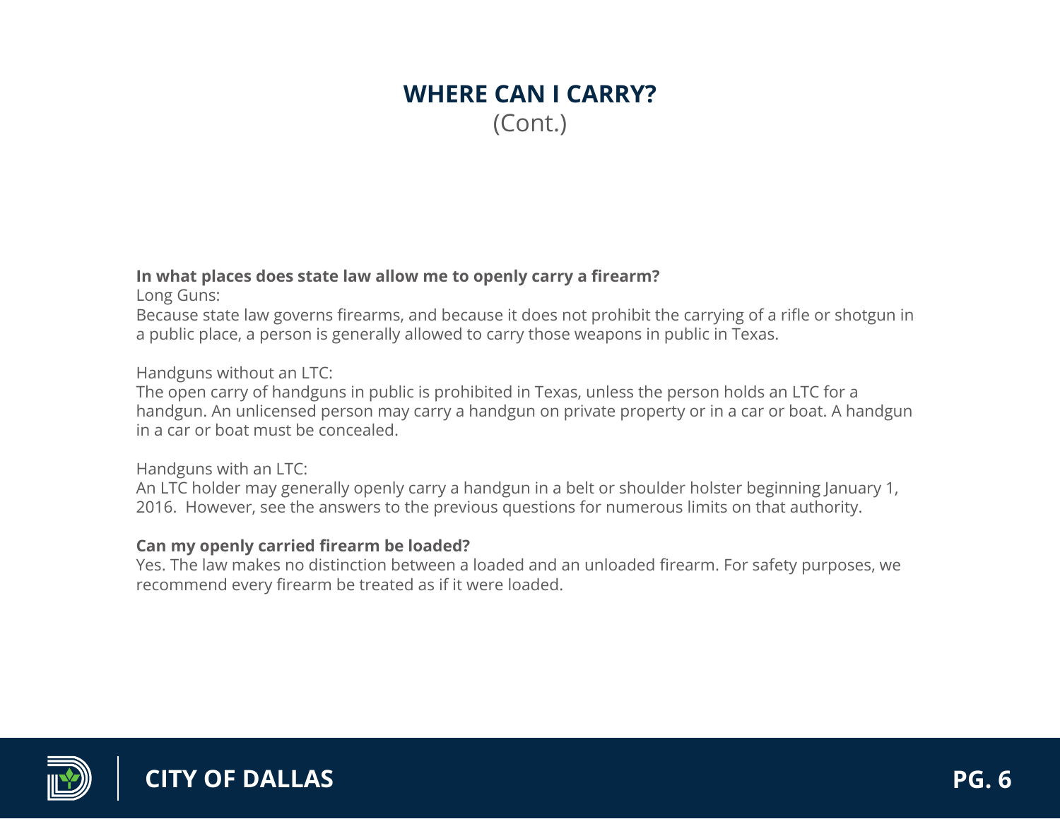# WHERE CAN I CARRY?
(Cont.)

**In what places does state law allow me to openly carry a firearm?**

Long Guns:

Because state law governs firearms, and because it does not prohibit the carrying of a rifle or shotgun in a public place, a person is generally allowed to carry those weapons in public in Texas.

Handguns without an LTC:

The open carry of handguns in public is prohibited in Texas, unless the person holds an LTC for a handgun. An unlicensed person may carry a handgun on private property or in a car or boat. A handgun in a car or boat must be concealed.

Handguns with an LTC:

An LTC holder may generally openly carry a handgun in a belt or shoulder holster beginning January 1, 2016. However, see the answers to the previous questions for numerous limits on that authority.

**Can my openly carried firearm be loaded?**

Yes. The law makes no distinction between a loaded and an unloaded firearm. For safety purposes, we recommend every firearm be treated as if it were loaded.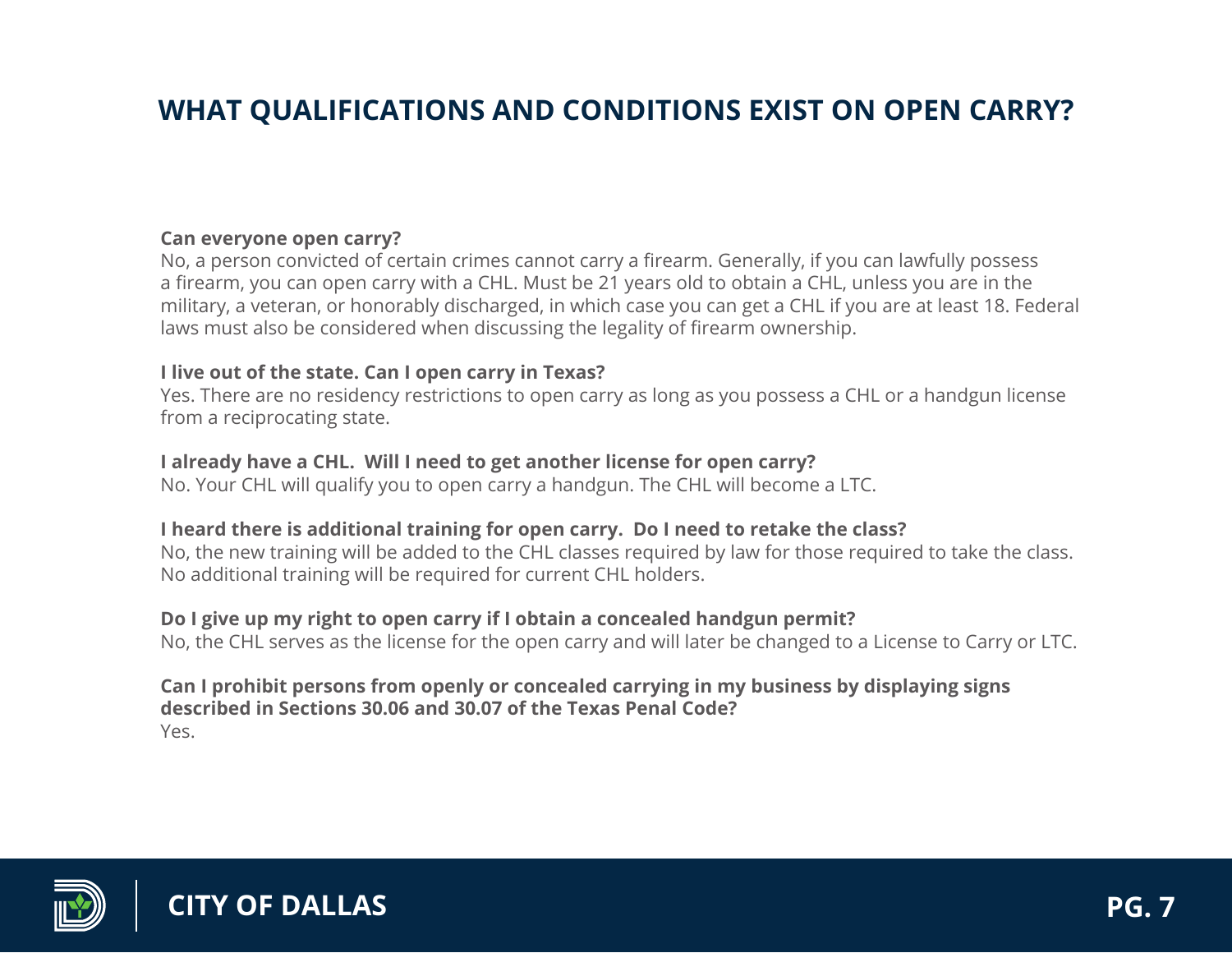# WHAT QUALIFICATIONS AND CONDITIONS EXIST ON OPEN CARRY?

**Can everyone open carry?**
No, a person convicted of certain crimes cannot carry a firearm. Generally, if you can lawfully possess a firearm, you can open carry with a CHL. Must be 21 years old to obtain a CHL, unless you are in the military, a veteran, or honorably discharged, in which case you can get a CHL if you are at least 18. Federal laws must also be considered when discussing the legality of firearm ownership.

**I live out of the state. Can I open carry in Texas?**
Yes. There are no residency restrictions to open carry as long as you possess a CHL or a handgun license from a reciprocating state.

**I already have a CHL. Will I need to get another license for open carry?**
No. Your CHL will qualify you to open carry a handgun. The CHL will become a LTC.

**I heard there is additional training for open carry. Do I need to retake the class?**
No, the new training will be added to the CHL classes required by law for those required to take the class. No additional training will be required for current CHL holders.

**Do I give up my right to open carry if I obtain a concealed handgun permit?**
No, the CHL serves as the license for the open carry and will later be changed to a License to Carry or LTC.

**Can I prohibit persons from openly or concealed carrying in my business by displaying signs described in Sections 30.06 and 30.07 of the Texas Penal Code?**
Yes.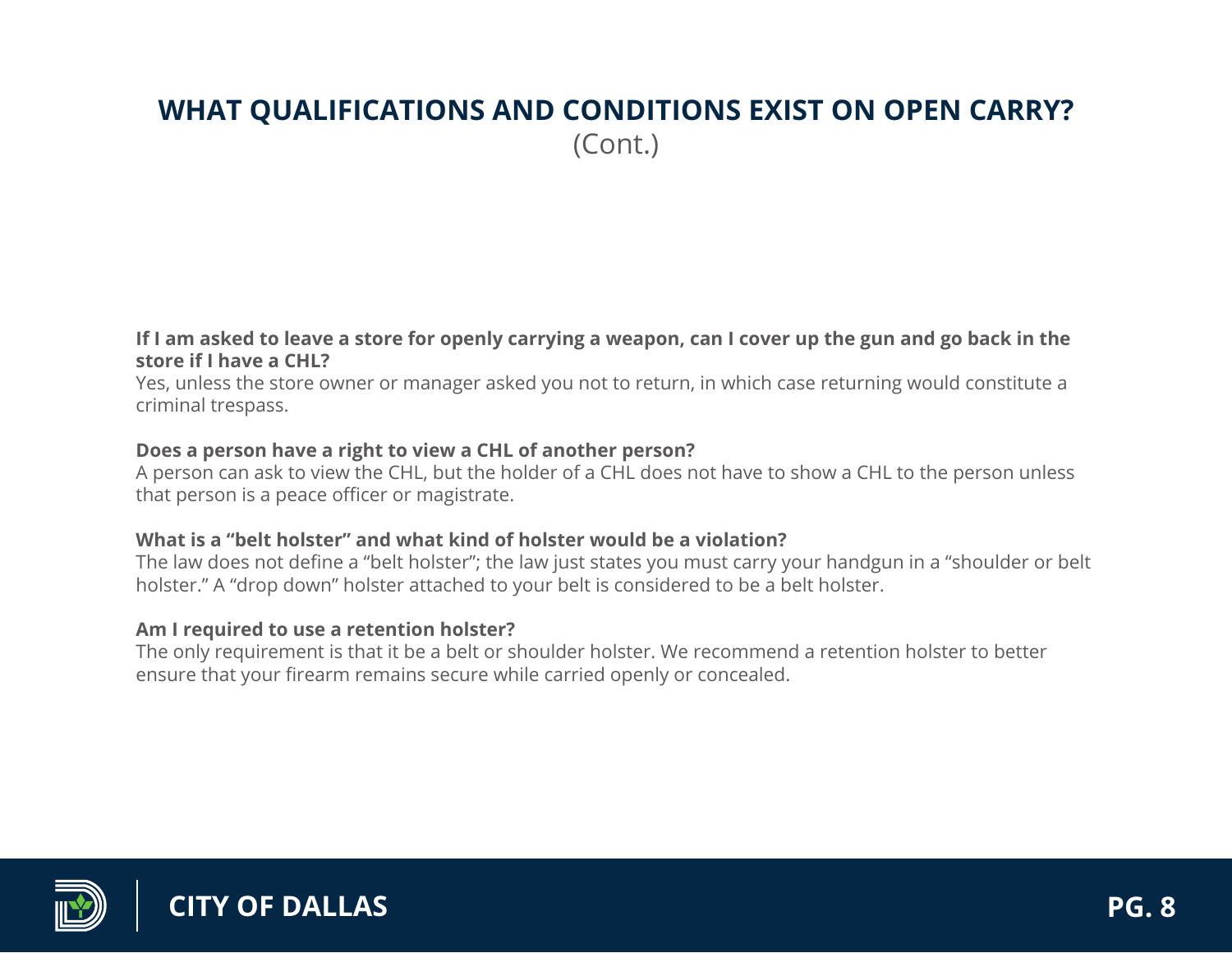## WHAT QUALIFICATIONS AND CONDITIONS EXIST ON OPEN CARRY?
(Cont.)

**If I am asked to leave a store for openly carrying a weapon, can I cover up the gun and go back in the store if I have a CHL?**
Yes, unless the store owner or manager asked you not to return, in which case returning would constitute a criminal trespass.

**Does a person have a right to view a CHL of another person?**
A person can ask to view the CHL, but the holder of a CHL does not have to show a CHL to the person unless that person is a peace officer or magistrate.

**What is a "belt holster" and what kind of holster would be a violation?**
The law does not define a "belt holster"; the law just states you must carry your handgun in a "shoulder or belt holster." A "drop down" holster attached to your belt is considered to be a belt holster.

**Am I required to use a retention holster?**
The only requirement is that it be a belt or shoulder holster. We recommend a retention holster to better ensure that your firearm remains secure while carried openly or concealed.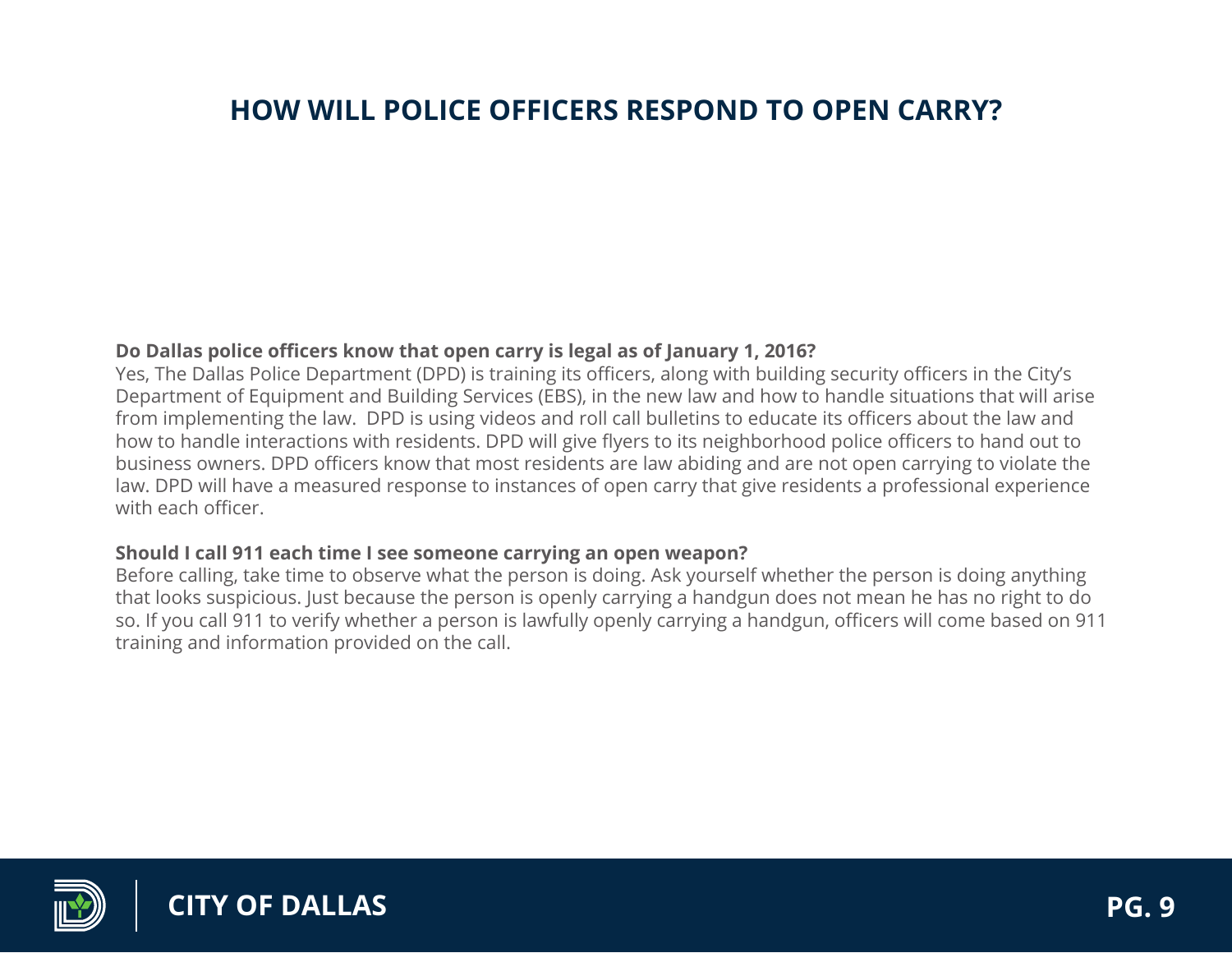# HOW WILL POLICE OFFICERS RESPOND TO OPEN CARRY?

**Do Dallas police officers know that open carry is legal as of January 1, 2016?**

Yes, The Dallas Police Department (DPD) is training its officers, along with building security officers in the City's Department of Equipment and Building Services (EBS), in the new law and how to handle situations that will arise from implementing the law.  DPD is using videos and roll call bulletins to educate its officers about the law and how to handle interactions with residents. DPD will give flyers to its neighborhood police officers to hand out to business owners. DPD officers know that most residents are law abiding and are not open carrying to violate the law. DPD will have a measured response to instances of open carry that give residents a professional experience with each officer.

**Should I call 911 each time I see someone carrying an open weapon?**

Before calling, take time to observe what the person is doing. Ask yourself whether the person is doing anything that looks suspicious. Just because the person is openly carrying a handgun does not mean he has no right to do so. If you call 911 to verify whether a person is lawfully openly carrying a handgun, officers will come based on 911 training and information provided on the call.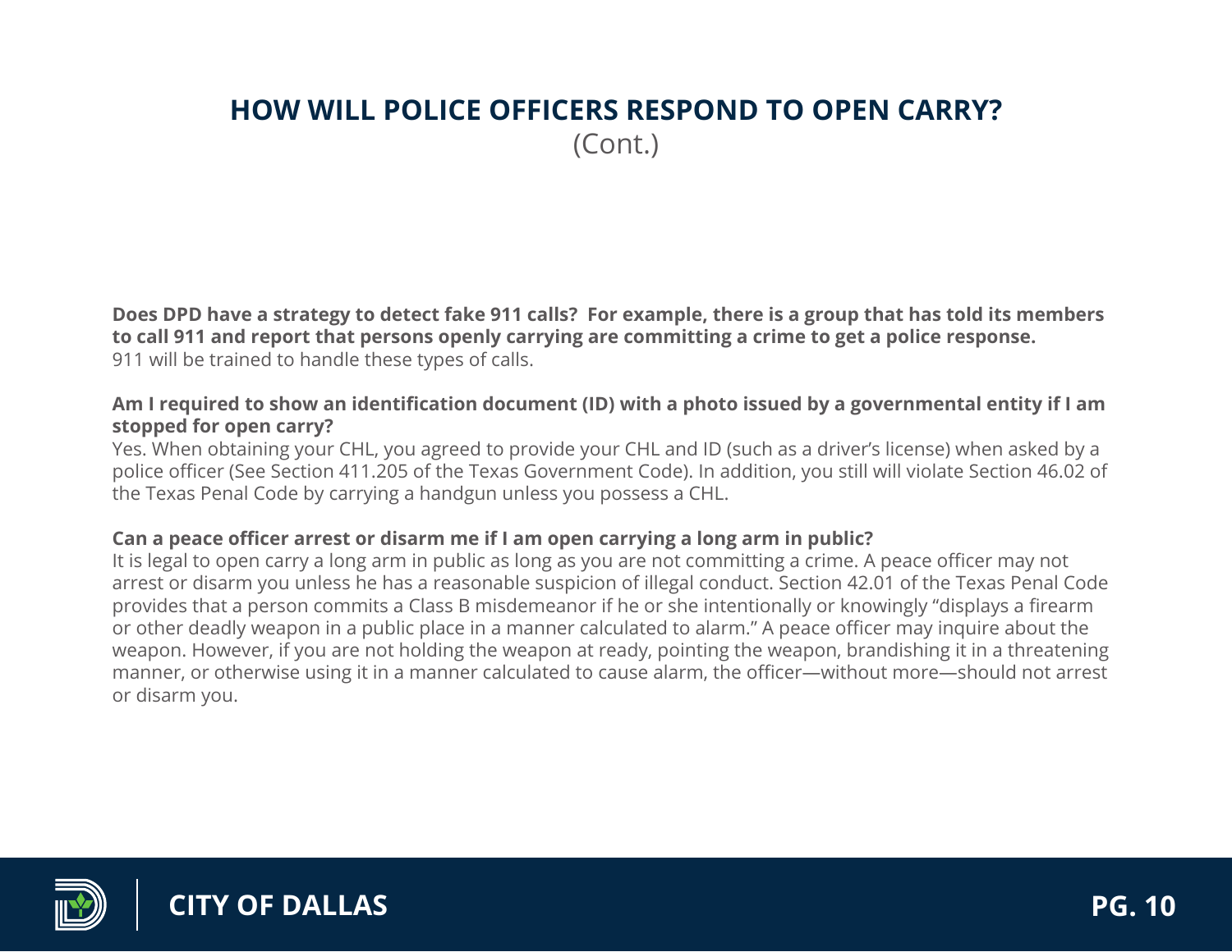# HOW WILL POLICE OFFICERS RESPOND TO OPEN CARRY?

(Cont.)

**Does DPD have a strategy to detect fake 911 calls? For example, there is a group that has told its members to call 911 and report that persons openly carrying are committing a crime to get a police response.**

911 will be trained to handle these types of calls.

**Am I required to show an identification document (ID) with a photo issued by a governmental entity if I am stopped for open carry?**

Yes. When obtaining your CHL, you agreed to provide your CHL and ID (such as a driver's license) when asked by a police officer (See Section 411.205 of the Texas Government Code). In addition, you still will violate Section 46.02 of the Texas Penal Code by carrying a handgun unless you possess a CHL.

**Can a peace officer arrest or disarm me if I am open carrying a long arm in public?**

It is legal to open carry a long arm in public as long as you are not committing a crime. A peace officer may not arrest or disarm you unless he has a reasonable suspicion of illegal conduct. Section 42.01 of the Texas Penal Code provides that a person commits a Class B misdemeanor if he or she intentionally or knowingly "displays a firearm or other deadly weapon in a public place in a manner calculated to alarm." A peace officer may inquire about the weapon. However, if you are not holding the weapon at ready, pointing the weapon, brandishing it in a threatening manner, or otherwise using it in a manner calculated to cause alarm, the officer—without more—should not arrest or disarm you.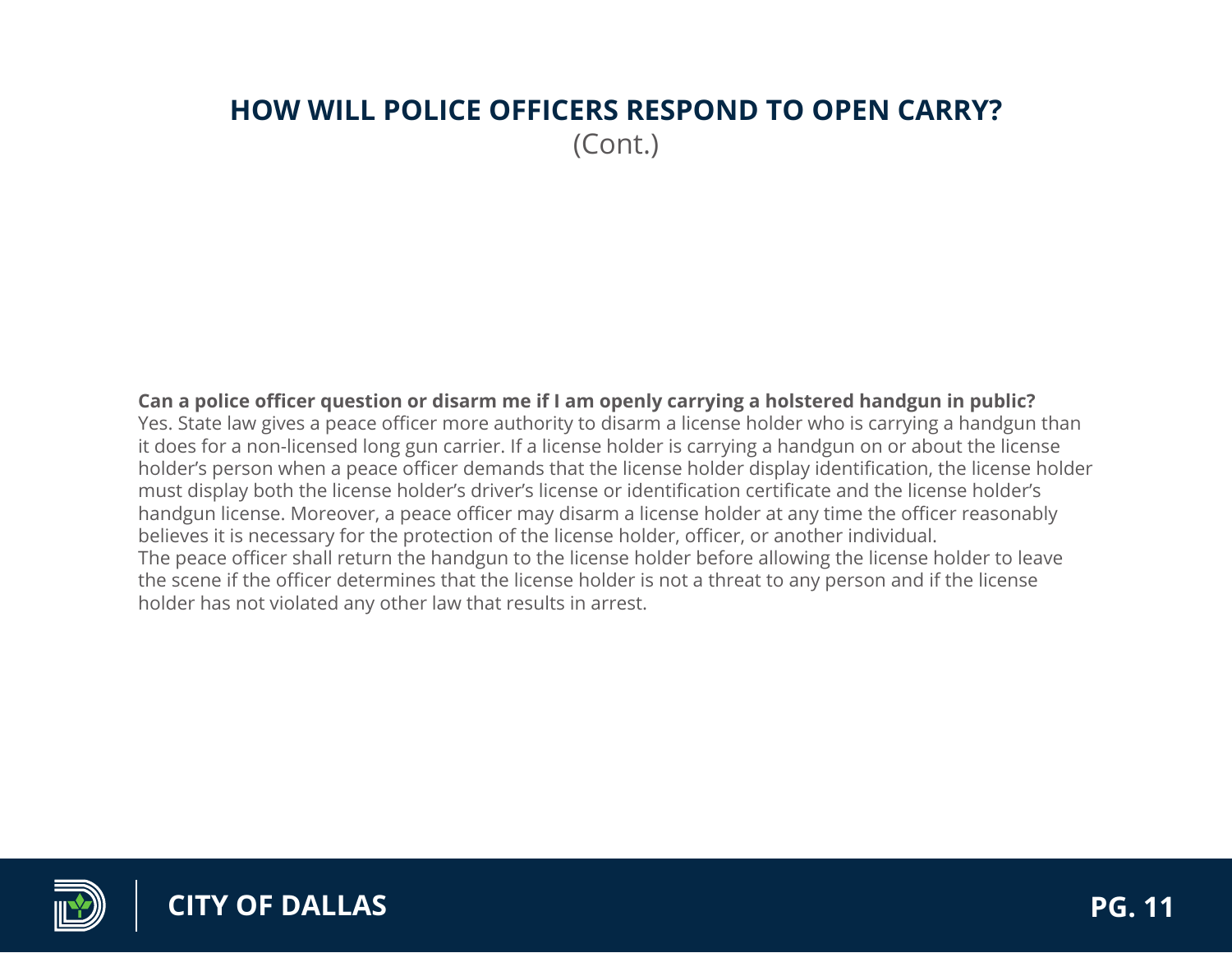# HOW WILL POLICE OFFICERS RESPOND TO OPEN CARRY?

(Cont.)

**Can a police officer question or disarm me if I am openly carrying a holstered handgun in public?**

Yes. State law gives a peace officer more authority to disarm a license holder who is carrying a handgun than it does for a non-licensed long gun carrier. If a license holder is carrying a handgun on or about the license holder's person when a peace officer demands that the license holder display identification, the license holder must display both the license holder's driver's license or identification certificate and the license holder's handgun license. Moreover, a peace officer may disarm a license holder at any time the officer reasonably believes it is necessary for the protection of the license holder, officer, or another individual.
The peace officer shall return the handgun to the license holder before allowing the license holder to leave the scene if the officer determines that the license holder is not a threat to any person and if the license holder has not violated any other law that results in arrest.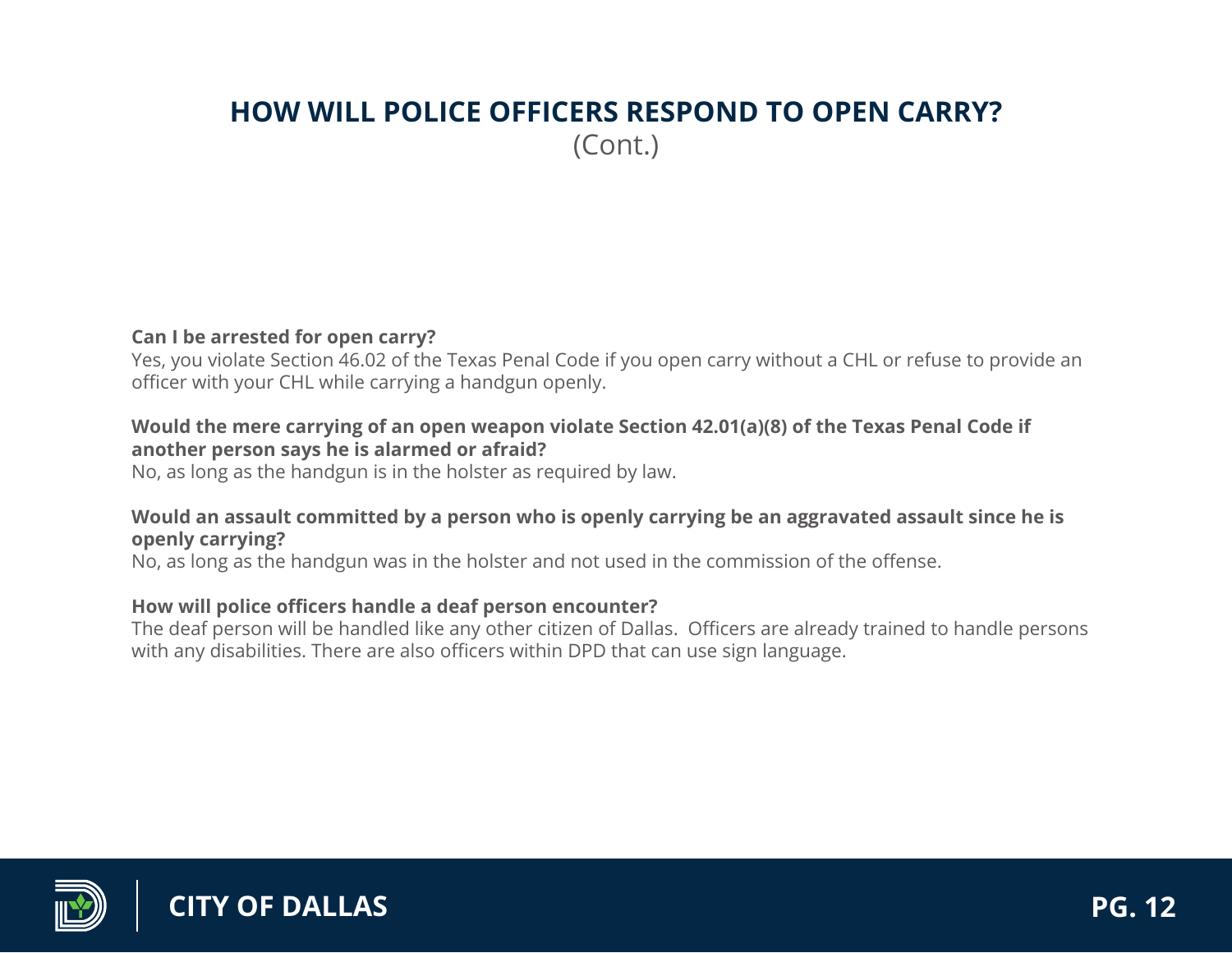## HOW WILL POLICE OFFICERS RESPOND TO OPEN CARRY?

(Cont.)

**Can I be arrested for open carry?**
Yes, you violate Section 46.02 of the Texas Penal Code if you open carry without a CHL or refuse to provide an officer with your CHL while carrying a handgun openly.

**Would the mere carrying of an open weapon violate Section 42.01(a)(8) of the Texas Penal Code if another person says he is alarmed or afraid?**
No, as long as the handgun is in the holster as required by law.

**Would an assault committed by a person who is openly carrying be an aggravated assault since he is openly carrying?**
No, as long as the handgun was in the holster and not used in the commission of the offense.

**How will police officers handle a deaf person encounter?**
The deaf person will be handled like any other citizen of Dallas. Officers are already trained to handle persons with any disabilities. There are also officers within DPD that can use sign language.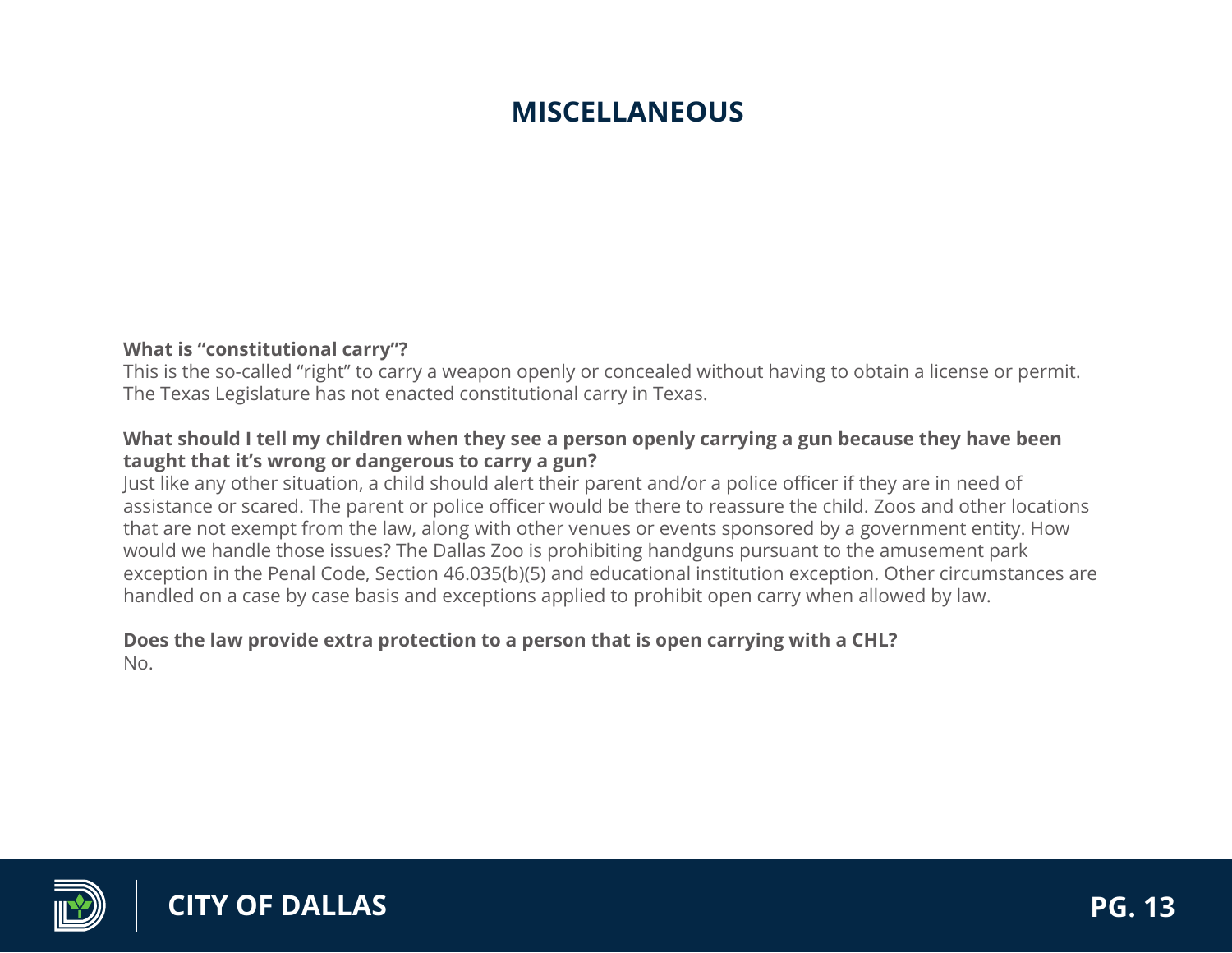# MISCELLANEOUS

**What is "constitutional carry"?**
This is the so-called "right" to carry a weapon openly or concealed without having to obtain a license or permit. The Texas Legislature has not enacted constitutional carry in Texas.

**What should I tell my children when they see a person openly carrying a gun because they have been taught that it's wrong or dangerous to carry a gun?**
Just like any other situation, a child should alert their parent and/or a police officer if they are in need of assistance or scared. The parent or police officer would be there to reassure the child. Zoos and other locations that are not exempt from the law, along with other venues or events sponsored by a government entity. How would we handle those issues? The Dallas Zoo is prohibiting handguns pursuant to the amusement park exception in the Penal Code, Section 46.035(b)(5) and educational institution exception. Other circumstances are handled on a case by case basis and exceptions applied to prohibit open carry when allowed by law.

**Does the law provide extra protection to a person that is open carrying with a CHL?**
No.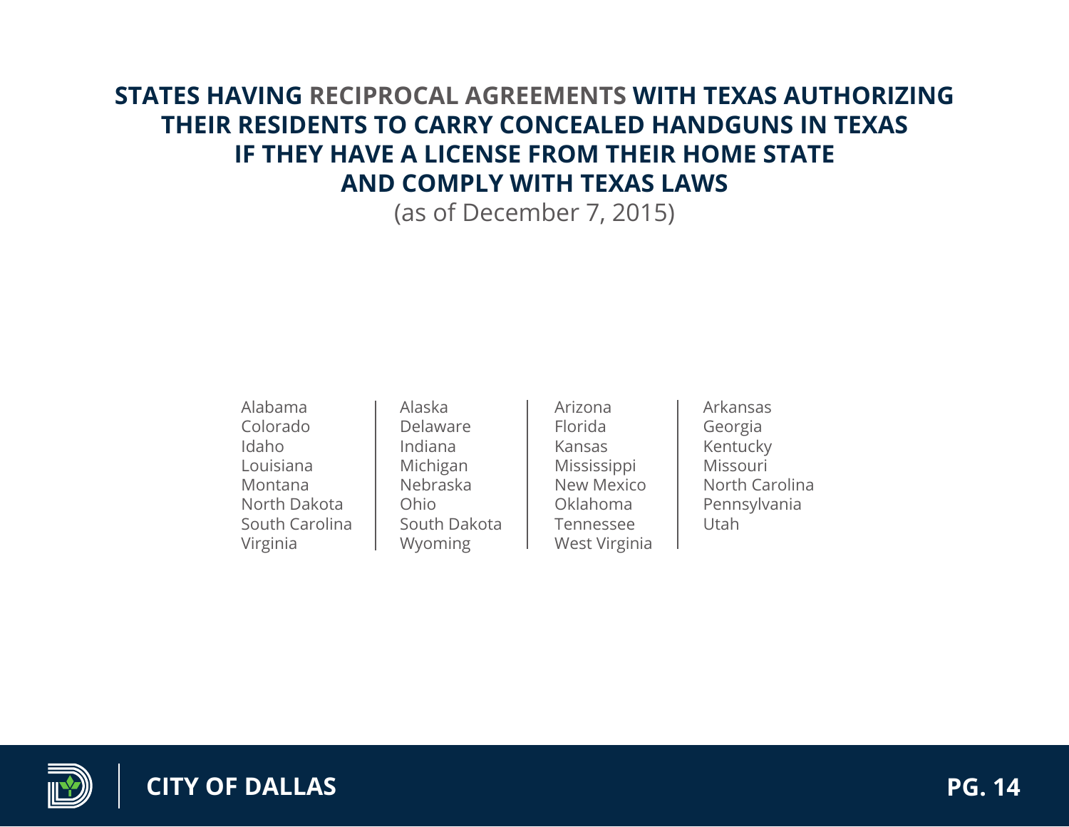# STATES HAVING RECIPROCAL AGREEMENTS WITH TEXAS AUTHORIZING THEIR RESIDENTS TO CARRY CONCEALED HANDGUNS IN TEXAS IF THEY HAVE A LICENSE FROM THEIR HOME STATE AND COMPLY WITH TEXAS LAWS

(as of December 7, 2015)

| | | | |
|---|---|---|---|
| Alabama | Alaska | Arizona | Arkansas |
| Colorado | Delaware | Florida | Georgia |
| Idaho | Indiana | Kansas | Kentucky |
| Louisiana | Michigan | Mississippi | Missouri |
| Montana | Nebraska | New Mexico | North Carolina |
| North Dakota | Ohio | Oklahoma | Pennsylvania |
| South Carolina | South Dakota | Tennessee | Utah |
| Virginia | Wyoming | West Virginia | |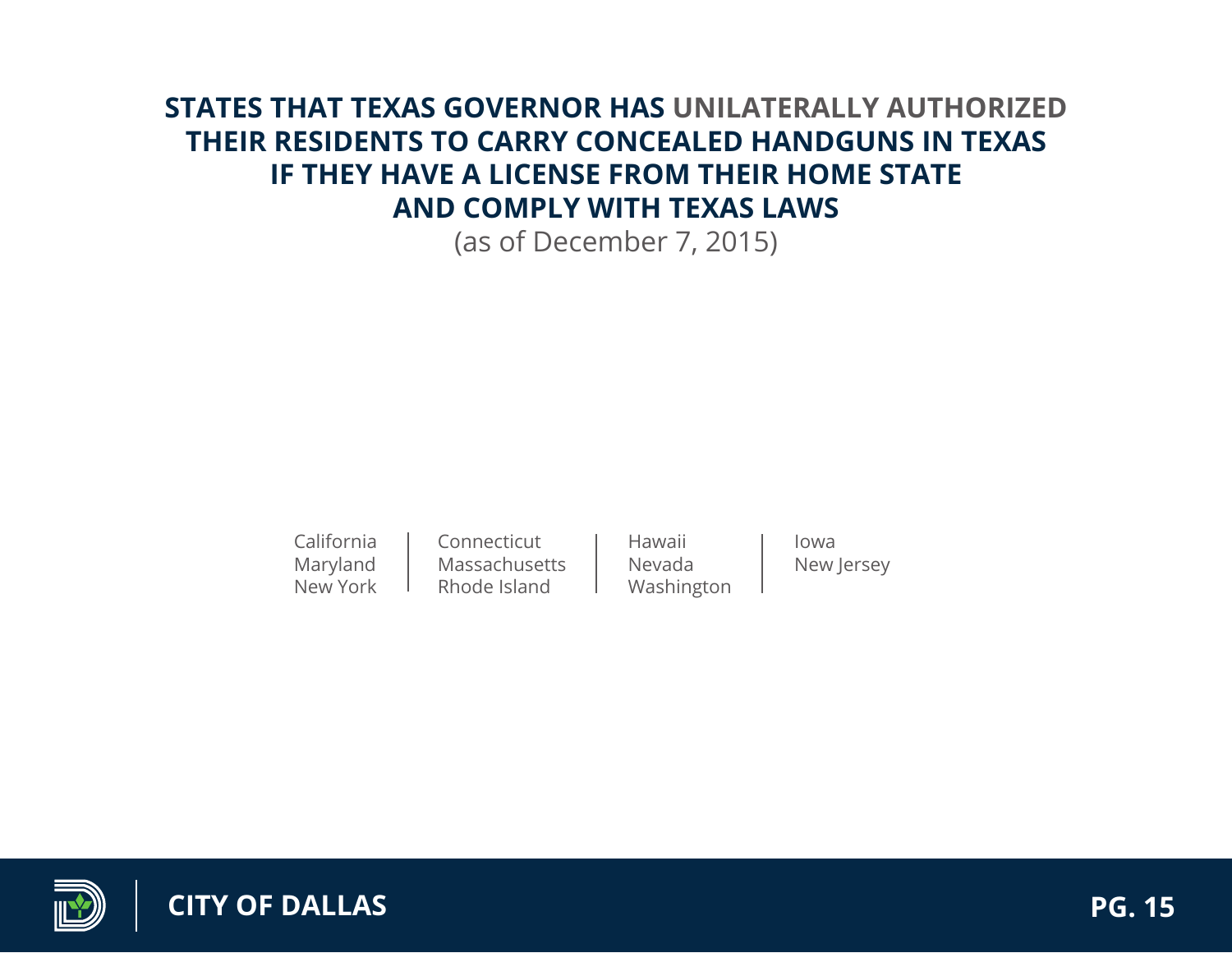# STATES THAT TEXAS GOVERNOR HAS UNILATERALLY AUTHORIZED THEIR RESIDENTS TO CARRY CONCEALED HANDGUNS IN TEXAS IF THEY HAVE A LICENSE FROM THEIR HOME STATE AND COMPLY WITH TEXAS LAWS

(as of December 7, 2015)

- California
- Maryland
- New York
- Connecticut
- Massachusetts
- Rhode Island
- Hawaii
- Nevada
- Washington
- Iowa
- New Jersey

CITY OF DALLAS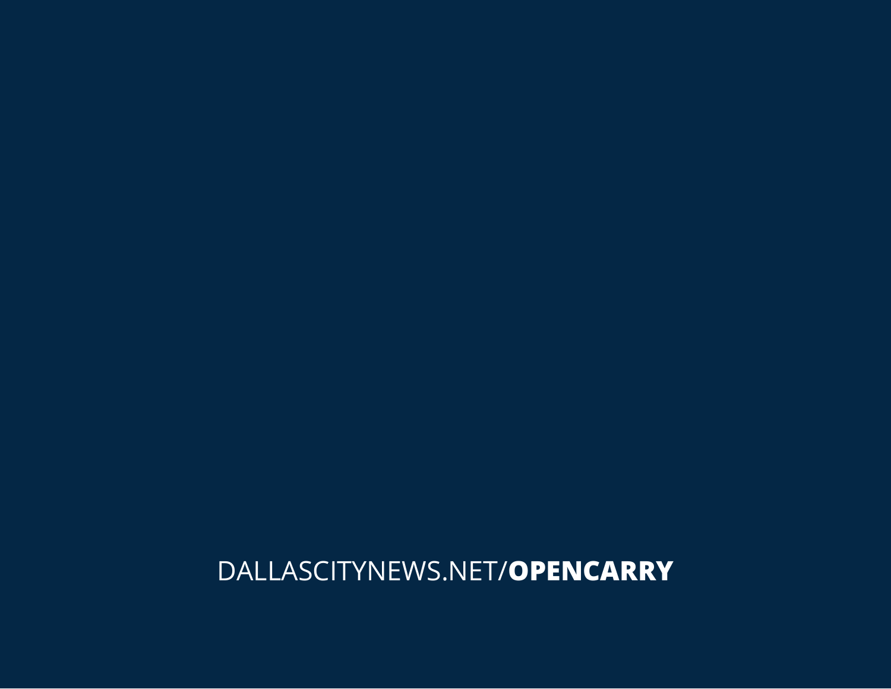DALLASCITYNEWS.NET/**OPENCARRY**